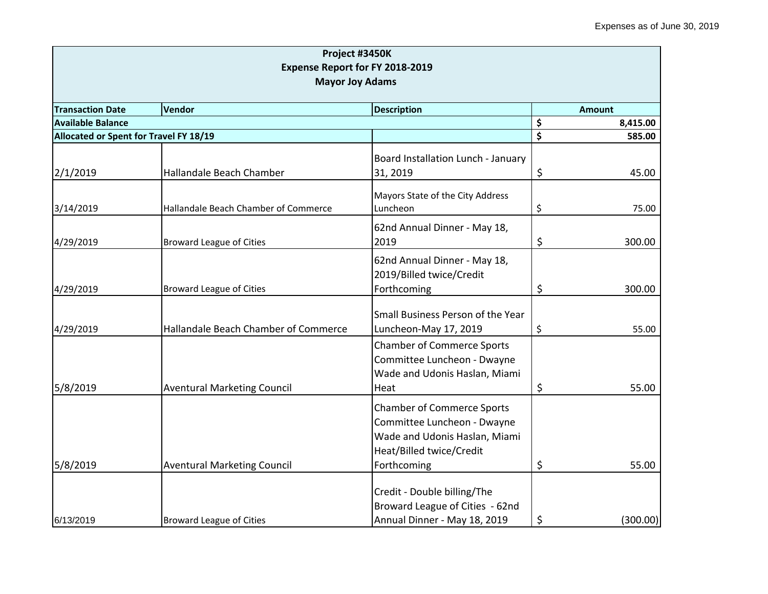Expenses as of June 30, 2019

| Project #3450K<br>Expense Report for FY 2018-2019<br>Mayor Joy Adams | | | |
|---|---|---|---|
| **Transaction Date** | **Vendor** | **Description** | **Amount** |
| **Available Balance** | | | **$ 8,415.00** |
| **Allocated or Spent for Travel FY 18/19** | | | **$ 585.00** |
| 2/1/2019 | Hallandale Beach Chamber | Board Installation Lunch - January 31, 2019 | $ 45.00 |
| 3/14/2019 | Hallandale Beach Chamber of Commerce | Mayors State of the City Address Luncheon | $ 75.00 |
| 4/29/2019 | Broward League of Cities | 62nd Annual Dinner - May 18, 2019 | $ 300.00 |
| 4/29/2019 | Broward League of Cities | 62nd Annual Dinner - May 18, 2019/Billed twice/Credit Forthcoming | $ 300.00 |
| 4/29/2019 | Hallandale Beach Chamber of Commerce | Small Business Person of the Year Luncheon-May 17, 2019 | $ 55.00 |
| 5/8/2019 | Aventural Marketing Council | Chamber of Commerce Sports Committee Luncheon - Dwayne Wade and Udonis Haslan, Miami Heat | $ 55.00 |
| 5/8/2019 | Aventural Marketing Council | Chamber of Commerce Sports Committee Luncheon - Dwayne Wade and Udonis Haslan, Miami Heat/Billed twice/Credit Forthcoming | $ 55.00 |
| 6/13/2019 | Broward League of Cities | Credit - Double billing/The Broward League of Cities - 62nd Annual Dinner - May 18, 2019 | $ (300.00) |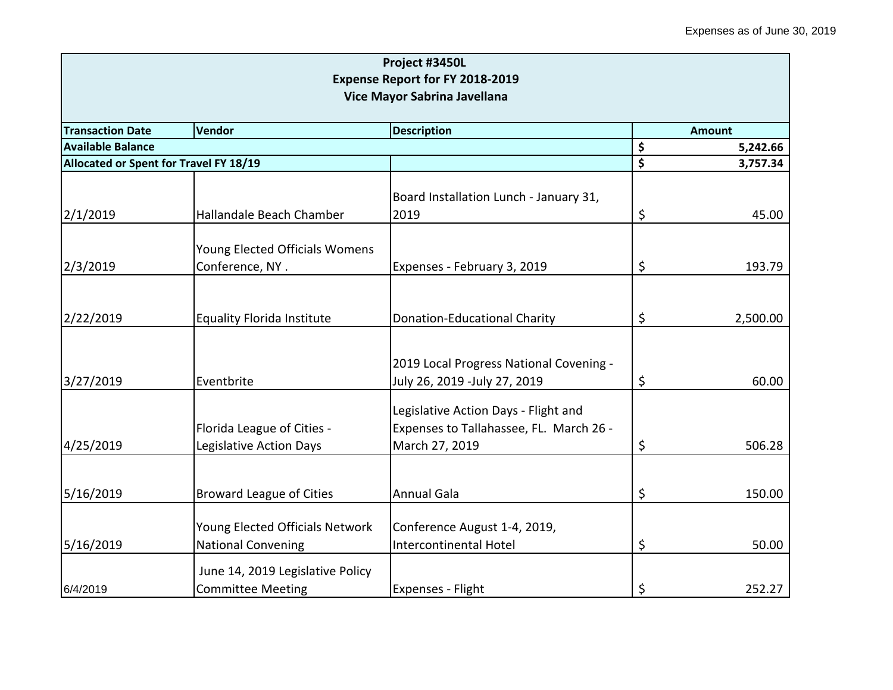Expenses as of June 30, 2019

| Project #3450L<br>Expense Report for FY 2018-2019<br>Vice Mayor Sabrina Javellana | | | |
|---|---|---|---|
| **Transaction Date** | **Vendor** | **Description** | **Amount** |
| **Available Balance** | | | **$ 5,242.66** |
| **Allocated or Spent for Travel FY 18/19** | | | **$ 3,757.34** |
| 2/1/2019 | Hallandale Beach Chamber | Board Installation Lunch - January 31, 2019 | $ 45.00 |
| 2/3/2019 | Young Elected Officials Womens Conference, NY . | Expenses - February 3, 2019 | $ 193.79 |
| 2/22/2019 | Equality Florida Institute | Donation-Educational Charity | $ 2,500.00 |
| 3/27/2019 | Eventbrite | 2019 Local Progress National Covening - July 26, 2019 -July 27, 2019 | $ 60.00 |
| 4/25/2019 | Florida League of Cities - Legislative Action Days | Legislative Action Days - Flight and Expenses to Tallahassee, FL. March 26 - March 27, 2019 | $ 506.28 |
| 5/16/2019 | Broward League of Cities | Annual Gala | $ 150.00 |
| 5/16/2019 | Young Elected Officials Network National Convening | Conference August 1-4, 2019, Intercontinental Hotel | $ 50.00 |
| 6/4/2019 | June 14, 2019 Legislative Policy Committee Meeting | Expenses - Flight | $ 252.27 |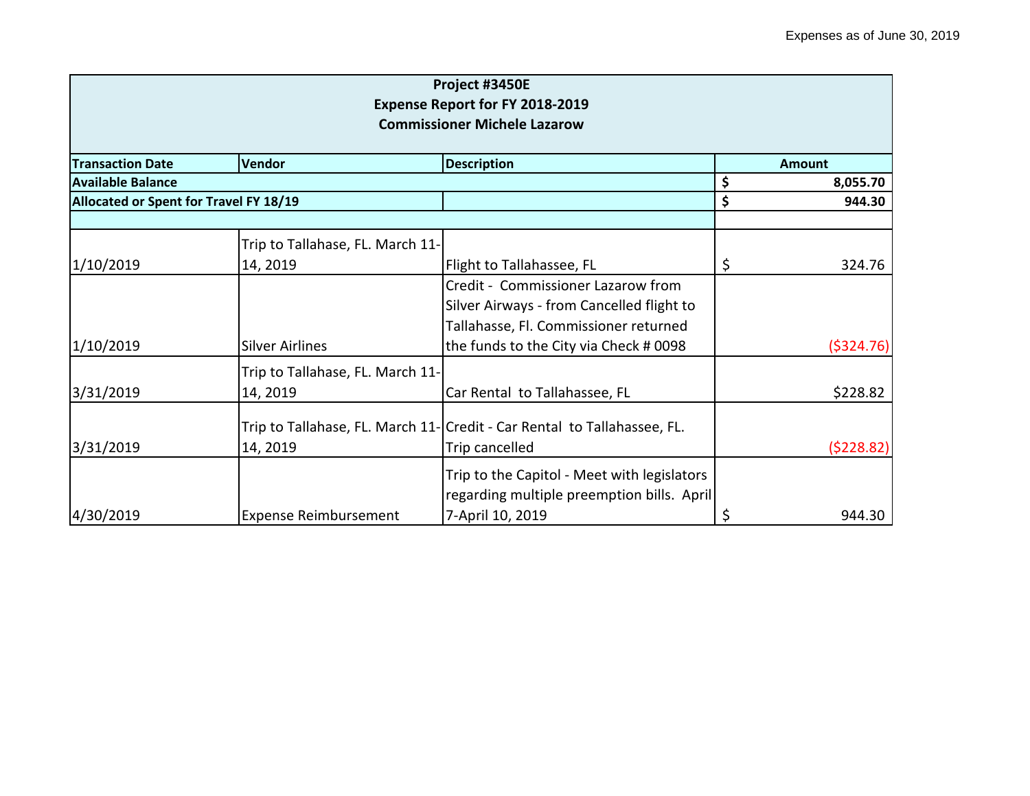Expenses as of June 30, 2019

| Project #3450E<br>Expense Report for FY 2018-2019<br>Commissioner Michele Lazarow | | | |
|---|---|---|---|
| **Transaction Date** | **Vendor** | **Description** | **Amount** |
| **Available Balance** | | | **$ 8,055.70** |
| **Allocated or Spent for Travel FY 18/19** | | | **$ 944.30** |
| | | | |
| 1/10/2019 | Trip to Tallahase, FL. March 11-14, 2019 | Flight to Tallahassee, FL | $ 324.76 |
| 1/10/2019 | Silver Airlines | Credit - Commissioner Lazarow from Silver Airways - from Cancelled flight to Tallahasse, Fl. Commissioner returned the funds to the City via Check # 0098 | ($324.76) |
| 3/31/2019 | Trip to Tallahase, FL. March 11-14, 2019 | Car Rental to Tallahassee, FL | $228.82 |
| 3/31/2019 | Trip to Tallahase, FL. March 11-14, 2019 | Credit - Car Rental to Tallahassee, FL. Trip cancelled | ($228.82) |
| 4/30/2019 | Expense Reimbursement | Trip to the Capitol - Meet with legislators regarding multiple preemption bills. April 7-April 10, 2019 | $ 944.30 |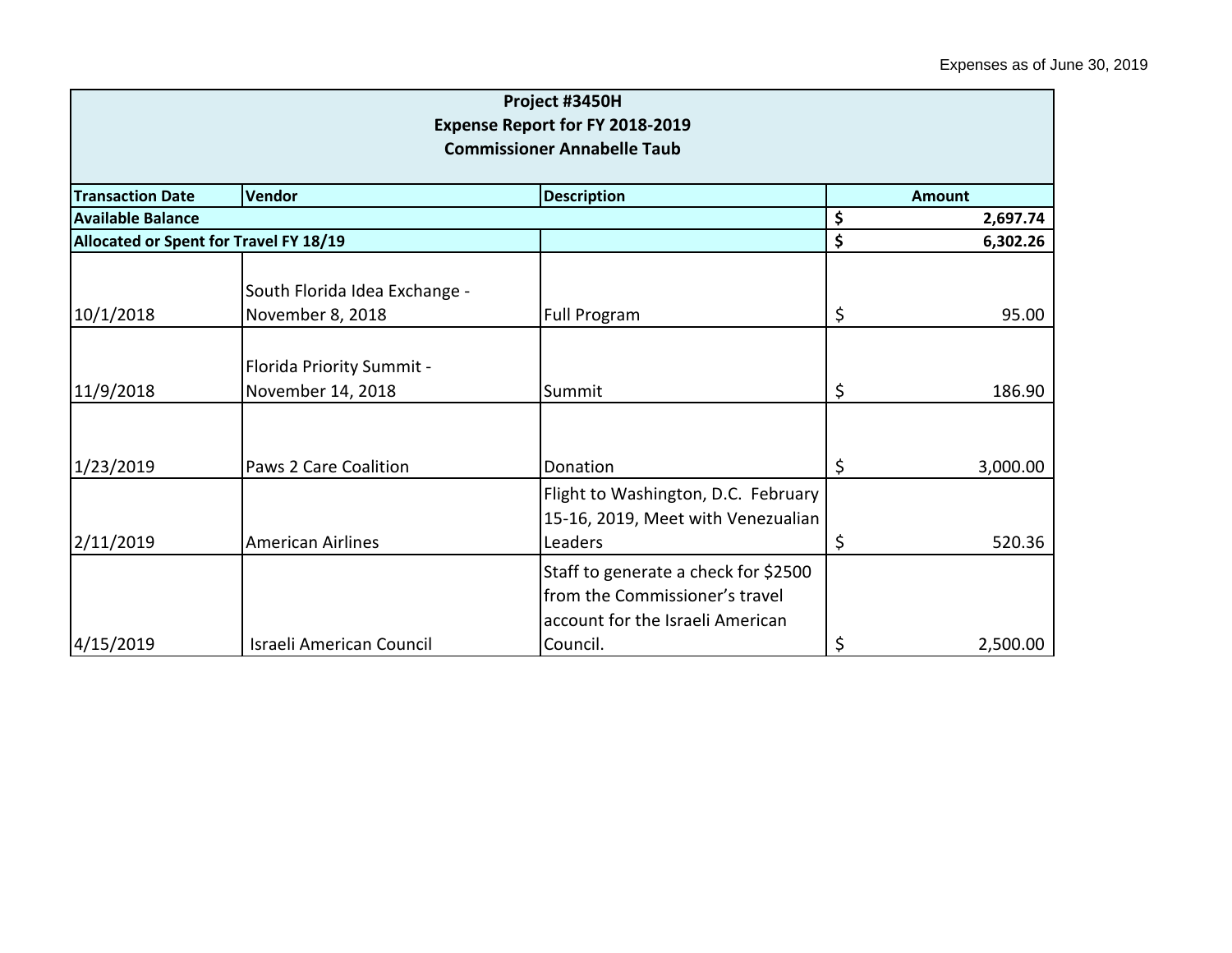Expenses as of June 30, 2019

| Project #3450H<br>Expense Report for FY 2018-2019<br>Commissioner Annabelle Taub | | | |
|---|---|---|---|
| **Transaction Date** | **Vendor** | **Description** | **Amount** |
| **Available Balance** | | | **$ 2,697.74** |
| **Allocated or Spent for Travel FY 18/19** | | | **$ 6,302.26** |
| 10/1/2018 | South Florida Idea Exchange - November 8, 2018 | Full Program | $ 95.00 |
| 11/9/2018 | Florida Priority Summit - November 14, 2018 | Summit | $ 186.90 |
| 1/23/2019 | Paws 2 Care Coalition | Donation | $ 3,000.00 |
| 2/11/2019 | American Airlines | Flight to Washington, D.C. February 15-16, 2019, Meet with Venezualian Leaders | $ 520.36 |
| 4/15/2019 | Israeli American Council | Staff to generate a check for $2500 from the Commissioner's travel account for the Israeli American Council. | $ 2,500.00 |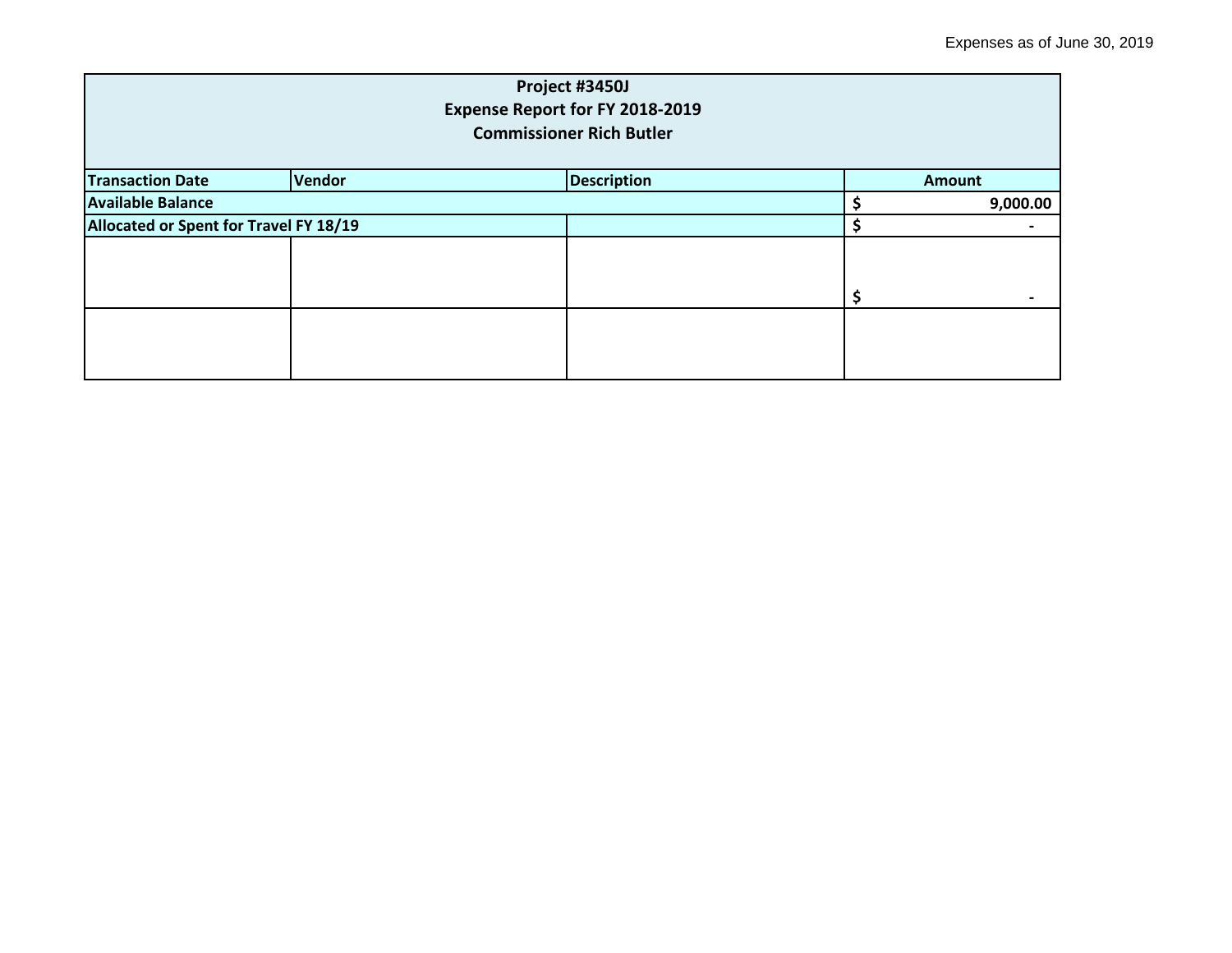Expenses as of June 30, 2019

| Project #3450J<br>Expense Report for FY 2018-2019<br>Commissioner Rich Butler | | | |
|---|---|---|---|
| **Transaction Date** | **Vendor** | **Description** | **Amount** |
| **Available Balance** | | | **$ 9,000.00** |
| **Allocated or Spent for Travel FY 18/19** | | | **$ -** |
| | | | **$ -** |
| | | | |